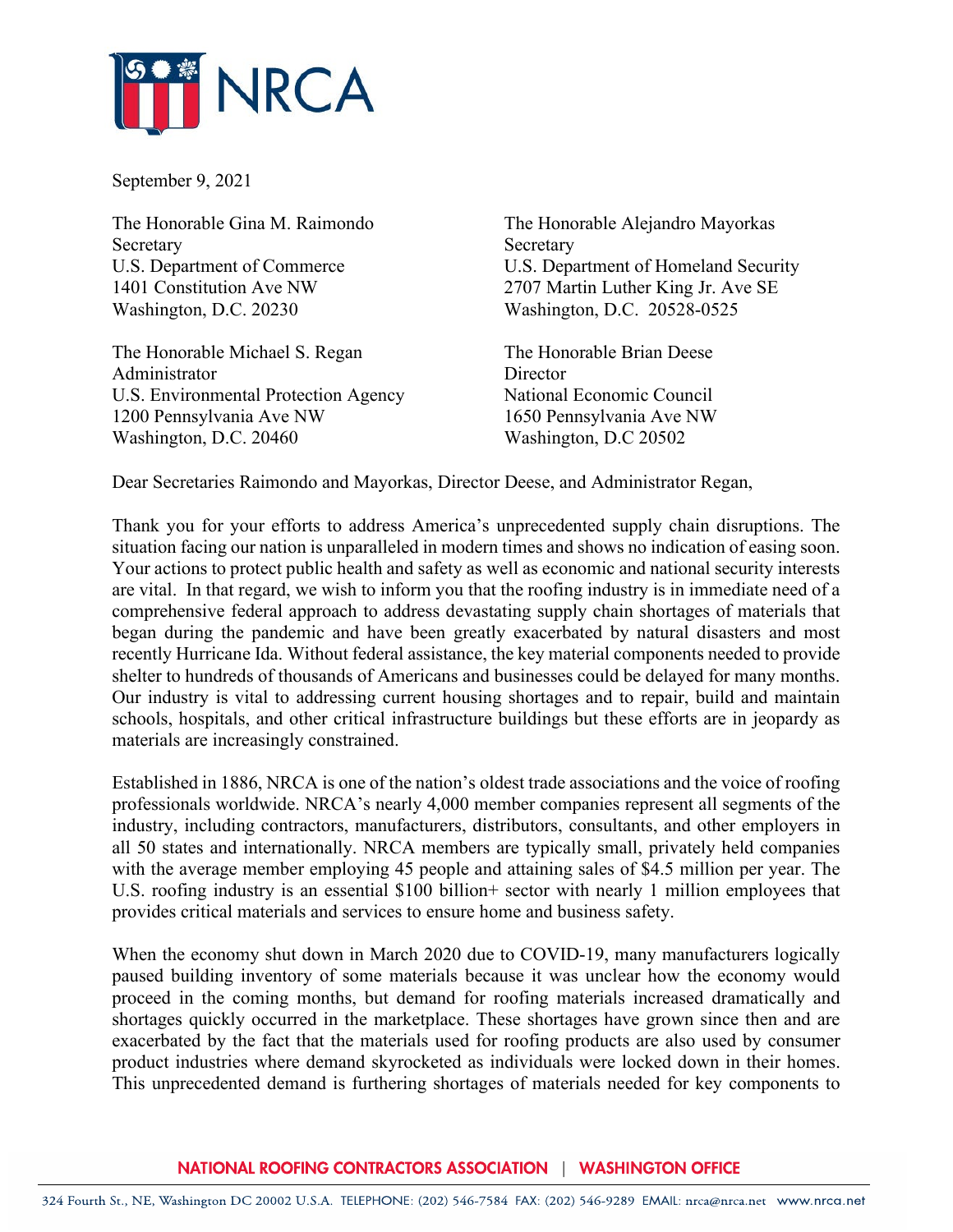NRCA

September 9, 2021

The Honorable Gina M. Raimondo
Secretary
U.S. Department of Commerce
1401 Constitution Ave NW
Washington, D.C. 20230

The Honorable Alejandro Mayorkas
Secretary
U.S. Department of Homeland Security
2707 Martin Luther King Jr. Ave SE
Washington, D.C. 20528-0525

The Honorable Michael S. Regan
Administrator
U.S. Environmental Protection Agency
1200 Pennsylvania Ave NW
Washington, D.C. 20460

The Honorable Brian Deese
Director
National Economic Council
1650 Pennsylvania Ave NW
Washington, D.C 20502

Dear Secretaries Raimondo and Mayorkas, Director Deese, and Administrator Regan,

Thank you for your efforts to address America's unprecedented supply chain disruptions. The situation facing our nation is unparalleled in modern times and shows no indication of easing soon. Your actions to protect public health and safety as well as economic and national security interests are vital. In that regard, we wish to inform you that the roofing industry is in immediate need of a comprehensive federal approach to address devastating supply chain shortages of materials that began during the pandemic and have been greatly exacerbated by natural disasters and most recently Hurricane Ida. Without federal assistance, the key material components needed to provide shelter to hundreds of thousands of Americans and businesses could be delayed for many months. Our industry is vital to addressing current housing shortages and to repair, build and maintain schools, hospitals, and other critical infrastructure buildings but these efforts are in jeopardy as materials are increasingly constrained.

Established in 1886, NRCA is one of the nation's oldest trade associations and the voice of roofing professionals worldwide. NRCA's nearly 4,000 member companies represent all segments of the industry, including contractors, manufacturers, distributors, consultants, and other employers in all 50 states and internationally. NRCA members are typically small, privately held companies with the average member employing 45 people and attaining sales of $4.5 million per year. The U.S. roofing industry is an essential $100 billion+ sector with nearly 1 million employees that provides critical materials and services to ensure home and business safety.

When the economy shut down in March 2020 due to COVID-19, many manufacturers logically paused building inventory of some materials because it was unclear how the economy would proceed in the coming months, but demand for roofing materials increased dramatically and shortages quickly occurred in the marketplace. These shortages have grown since then and are exacerbated by the fact that the materials used for roofing products are also used by consumer product industries where demand skyrocketed as individuals were locked down in their homes. This unprecedented demand is furthering shortages of materials needed for key components to

NATIONAL ROOFING CONTRACTORS ASSOCIATION | WASHINGTON OFFICE

324 Fourth St., NE, Washington DC 20002 U.S.A. TELEPHONE: (202) 546-7584 FAX: (202) 546-9289 EMAIL: nrca@nrca.net www.nrca.net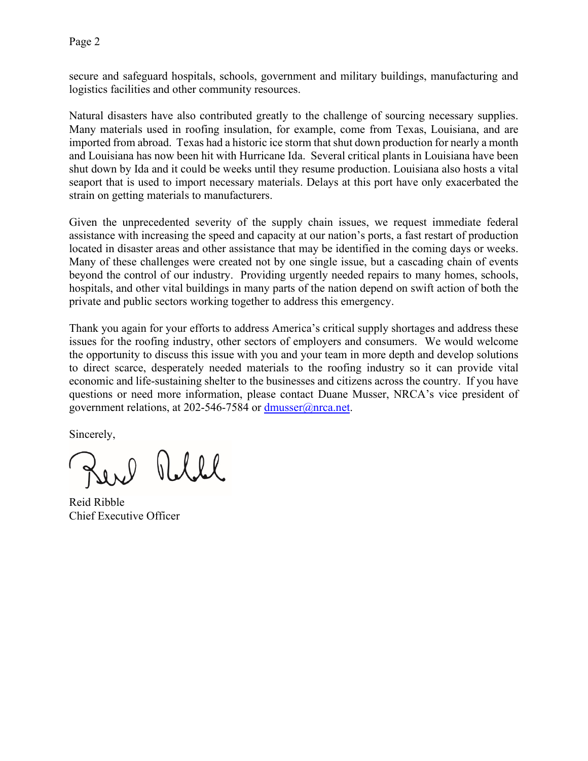secure and safeguard hospitals, schools, government and military buildings, manufacturing and logistics facilities and other community resources.

Natural disasters have also contributed greatly to the challenge of sourcing necessary supplies. Many materials used in roofing insulation, for example, come from Texas, Louisiana, and are imported from abroad. Texas had a historic ice storm that shut down production for nearly a month and Louisiana has now been hit with Hurricane Ida. Several critical plants in Louisiana have been shut down by Ida and it could be weeks until they resume production. Louisiana also hosts a vital seaport that is used to import necessary materials. Delays at this port have only exacerbated the strain on getting materials to manufacturers.

Given the unprecedented severity of the supply chain issues, we request immediate federal assistance with increasing the speed and capacity at our nation's ports, a fast restart of production located in disaster areas and other assistance that may be identified in the coming days or weeks. Many of these challenges were created not by one single issue, but a cascading chain of events beyond the control of our industry. Providing urgently needed repairs to many homes, schools, hospitals, and other vital buildings in many parts of the nation depend on swift action of both the private and public sectors working together to address this emergency.

Thank you again for your efforts to address America's critical supply shortages and address these issues for the roofing industry, other sectors of employers and consumers. We would welcome the opportunity to discuss this issue with you and your team in more depth and develop solutions to direct scarce, desperately needed materials to the roofing industry so it can provide vital economic and life-sustaining shelter to the businesses and citizens across the country. If you have questions or need more information, please contact Duane Musser, NRCA's vice president of government relations, at 202-546-7584 or dmusser@nrca.net.

Sincerely,

Reid Ribble
Chief Executive Officer